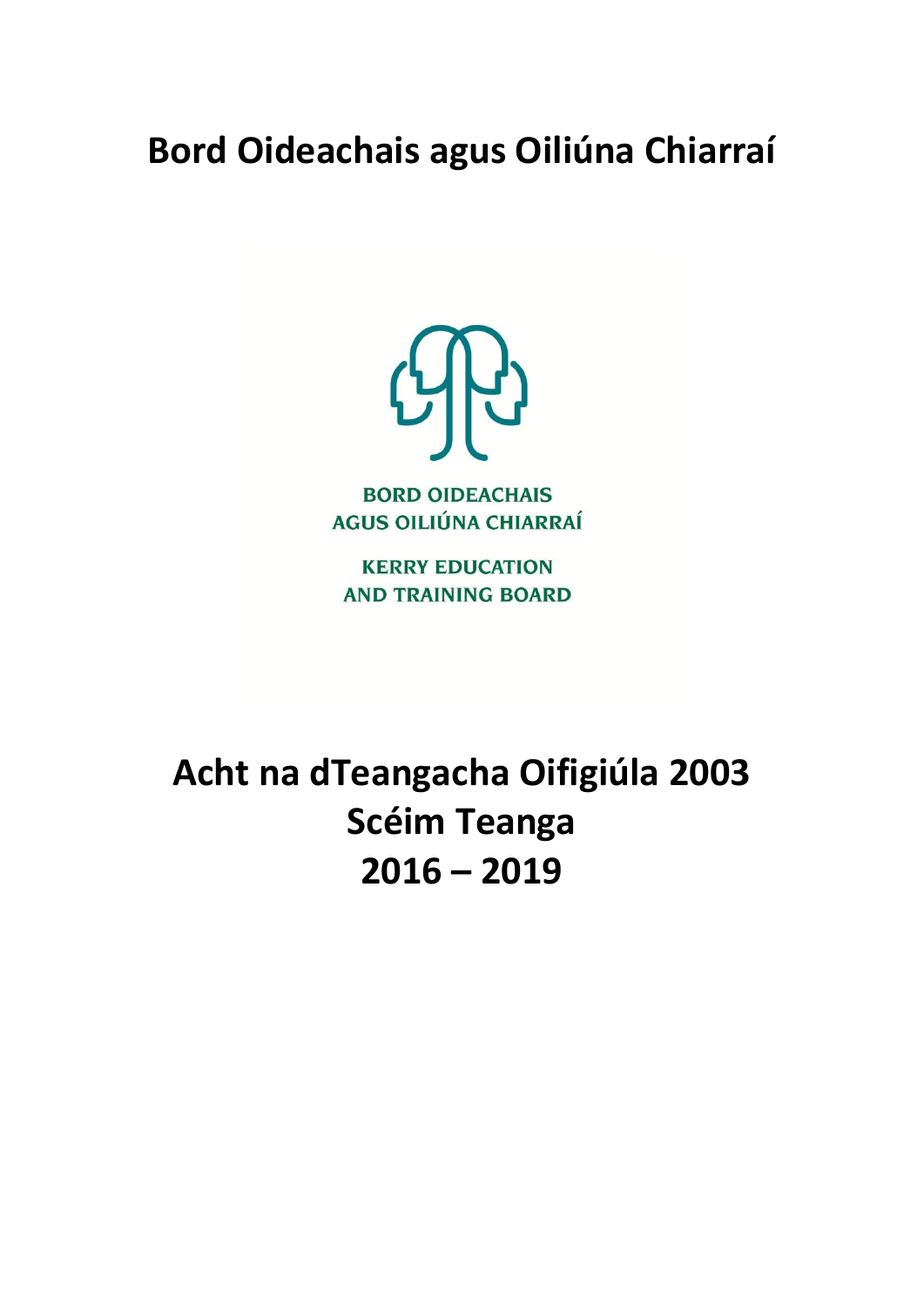# Bord Oideachais agus Oiliúna Chiarraí

BORD OIDEACHAIS
AGUS OILIÚNA CHIARRAÍ

KERRY EDUCATION
AND TRAINING BOARD

# Acht na dTeangacha Oifigiúla 2003
# Scéim Teanga
# 2016 – 2019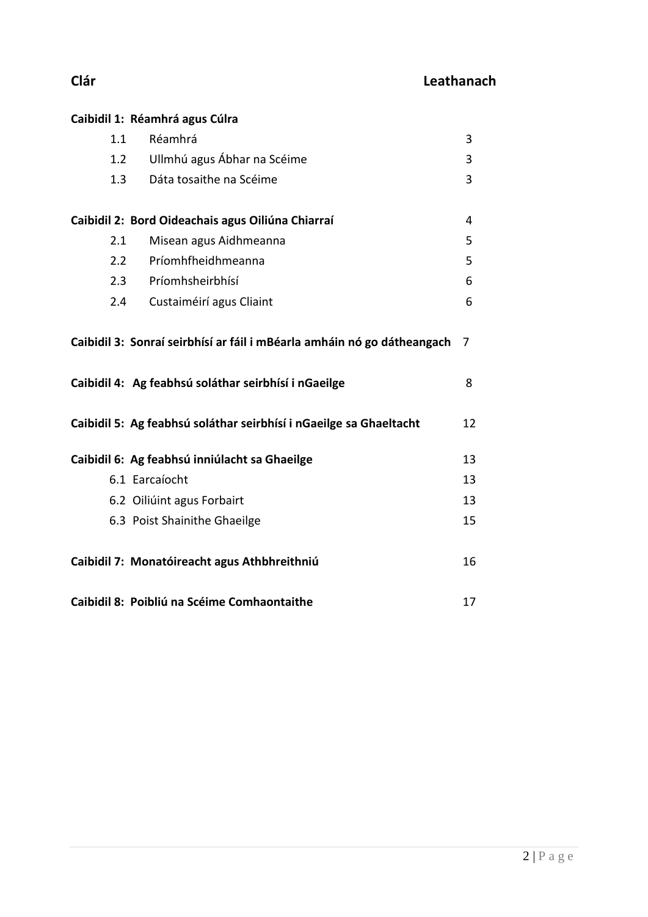| **Clár** | | **Leathanach** |
|---|---|---|
| **Caibidil 1: Réamhrá agus Cúlra** | | |
| 1.1 | Réamhrá | 3 |
| 1.2 | Ullmhú agus Ábhar na Scéime | 3 |
| 1.3 | Dáta tosaithe na Scéime | 3 |
| **Caibidil 2: Bord Oideachais agus Oiliúna Chiarraí** | | 4 |
| 2.1 | Misean agus Aidhmeanna | 5 |
| 2.2 | Príomhfheidhmeanna | 5 |
| 2.3 | Príomhsheirbhísí | 6 |
| 2.4 | Custaiméirí agus Cliaint | 6 |
| **Caibidil 3: Sonraí seirbhísí ar fáil i mBéarla amháin nó go dátheangach** | | 7 |
| **Caibidil 4: Ag feabhsú soláthar seirbhísí i nGaeilge** | | 8 |
| **Caibidil 5: Ag feabhsú soláthar seirbhísí i nGaeilge sa Ghaeltacht** | | 12 |
| **Caibidil 6: Ag feabhsú inniúlacht sa Ghaeilge** | | 13 |
| 6.1 | Earcaíocht | 13 |
| 6.2 | Oiliúint agus Forbairt | 13 |
| 6.3 | Poist Shainithe Ghaeilge | 15 |
| **Caibidil 7: Monatóireacht agus Athbhreithniú** | | 16 |
| **Caibidil 8: Poibliú na Scéime Comhaontaithe** | | 17 |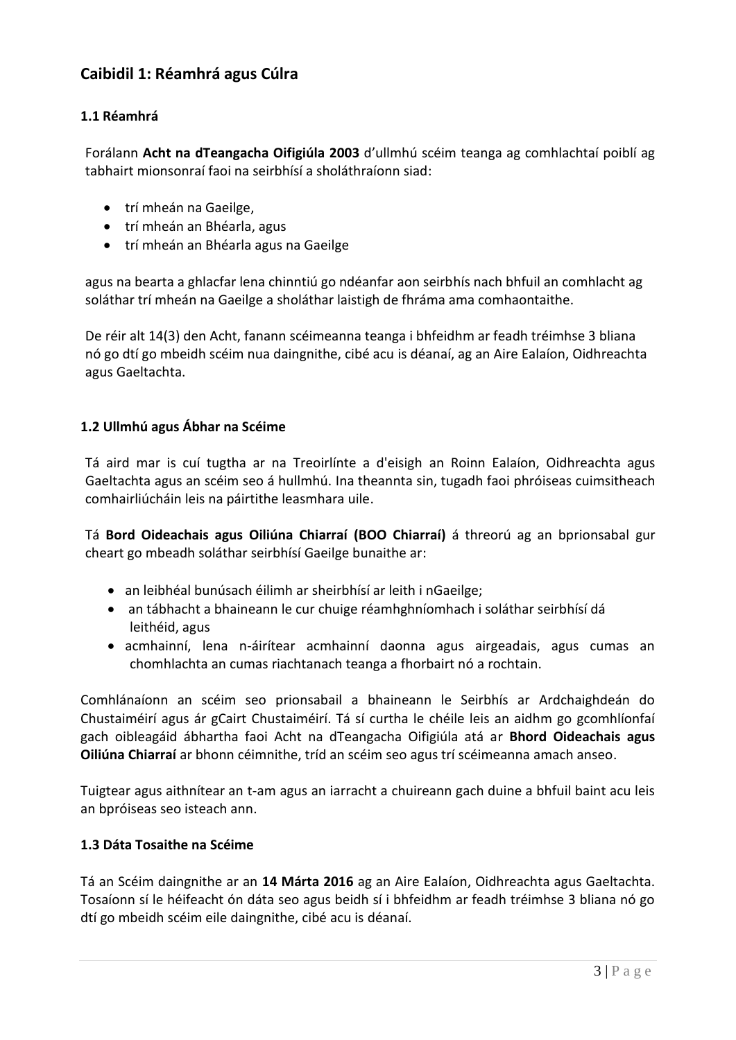## Caibidil 1: Réamhrá agus Cúlra

### 1.1 Réamhrá

Forálann **Acht na dTeangacha Oifigiúla 2003** d'ullmhú scéim teanga ag comhlachtaí poiblí ag tabhairt mionsonraí faoi na seirbhísí a sholáthraíonn siad:

- trí mheán na Gaeilge,
- trí mheán an Bhéarla, agus
- trí mheán an Bhéarla agus na Gaeilge

agus na bearta a ghlacfar lena chinntiú go ndéanfar aon seirbhís nach bhfuil an comhlacht ag soláthar trí mheán na Gaeilge a sholáthar laistigh de fhráma ama comhaontaithe.

De réir alt 14(3) den Acht, fanann scéimeanna teanga i bhfeidhm ar feadh tréimhse 3 bliana nó go dtí go mbeidh scéim nua daingnithe, cibé acu is déanaí, ag an Aire Ealaíon, Oidhreachta agus Gaeltachta.

### 1.2 Ullmhú agus Ábhar na Scéime

Tá aird mar is cuí tugtha ar na Treoirlínte a d'eisigh an Roinn Ealaíon, Oidhreachta agus Gaeltachta agus an scéim seo á hullmhú. Ina theannta sin, tugadh faoi phróiseas cuimsitheach comhairliúcháin leis na páirtithe leasmhara uile.

Tá **Bord Oideachais agus Oiliúna Chiarraí (BOO Chiarraí)** á threorú ag an bprionsabal gur cheart go mbeadh soláthar seirbhísí Gaeilge bunaithe ar:

- an leibhéal bunúsach éilimh ar sheirbhísí ar leith i nGaeilge;
- an tábhacht a bhaineann le cur chuige réamhghníomhach i soláthar seirbhísí dá leithéid, agus
- acmhainní, lena n-áirítear acmhainní daonna agus airgeadais, agus cumas an chomhlachta an cumas riachtanach teanga a fhorbairt nó a rochtain.

Comhlánaíonn an scéim seo prionsabail a bhaineann le Seirbhís ar Ardchaighdeán do Chustaiméirí agus ár gCairt Chustaiméirí. Tá sí curtha le chéile leis an aidhm go gcomhlíonfaí gach oibleagáid ábhartha faoi Acht na dTeangacha Oifigiúla atá ar **Bhord Oideachais agus Oiliúna Chiarraí** ar bhonn céimnithe, tríd an scéim seo agus trí scéimeanna amach anseo.

Tuigtear agus aithnítear an t-am agus an iarracht a chuireann gach duine a bhfuil baint acu leis an bpróiseas seo isteach ann.

### 1.3 Dáta Tosaithe na Scéime

Tá an Scéim daingnithe ar an **14 Márta 2016** ag an Aire Ealaíon, Oidhreachta agus Gaeltachta. Tosaíonn sí le héifeacht ón dáta seo agus beidh sí i bhfeidhm ar feadh tréimhse 3 bliana nó go dtí go mbeidh scéim eile daingnithe, cibé acu is déanaí.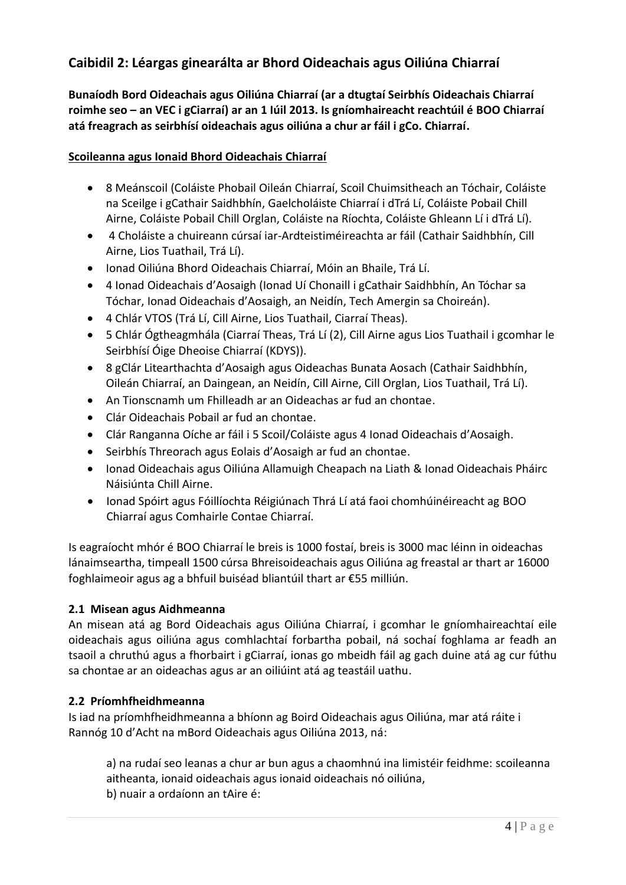## Caibidil 2: Léargas ginearálta ar Bhord Oideachais agus Oiliúna Chiarraí

**Bunaíodh Bord Oideachais agus Oiliúna Chiarraí (ar a dtugtaí Seirbhís Oideachais Chiarraí roimhe seo – an VEC i gCiarraí) ar an 1 Iúil 2013. Is gníomhaireacht reachtúil é BOO Chiarraí atá freagrach as seirbhísí oideachais agus oiliúna a chur ar fáil i gCo. Chiarraí.**

**Scoileanna agus Ionaid Bhord Oideachais Chiarraí**

- 8 Meánscoil (Coláiste Phobail Oileán Chiarraí, Scoil Chuimsitheach an Tóchair, Coláiste na Sceilge i gCathair Saidhbhín, Gaelcholáiste Chiarraí i dTrá Lí, Coláiste Pobail Chill Airne, Coláiste Pobail Chill Orglan, Coláiste na Ríochta, Coláiste Ghleann Lí i dTrá Lí).
- 4 Choláiste a chuireann cúrsaí iar-Ardteistiméireachta ar fáil (Cathair Saidhbhín, Cill Airne, Lios Tuathail, Trá Lí).
- Ionad Oiliúna Bhord Oideachais Chiarraí, Móin an Bhaile, Trá Lí.
- 4 Ionad Oideachais d'Aosaigh (Ionad Uí Chonaill i gCathair Saidhbhín, An Tóchar sa Tóchar, Ionad Oideachais d'Aosaigh, an Neidín, Tech Amergin sa Choireán).
- 4 Chlár VTOS (Trá Lí, Cill Airne, Lios Tuathail, Ciarraí Theas).
- 5 Chlár Ógtheagmhála (Ciarraí Theas, Trá Lí (2), Cill Airne agus Lios Tuathail i gcomhar le Seirbhísí Óige Dheoise Chiarraí (KDYS)).
- 8 gClár Litearthachta d'Aosaigh agus Oideachas Bunata Aosach (Cathair Saidhbhín, Oileán Chiarraí, an Daingean, an Neidín, Cill Airne, Cill Orglan, Lios Tuathail, Trá Lí).
- An Tionscnamh um Fhilleadh ar an Oideachas ar fud an chontae.
- Clár Oideachais Pobail ar fud an chontae.
- Clár Ranganna Oíche ar fáil i 5 Scoil/Coláiste agus 4 Ionad Oideachais d'Aosaigh.
- Seirbhís Threorach agus Eolais d'Aosaigh ar fud an chontae.
- Ionad Oideachais agus Oiliúna Allamuigh Cheapach na Liath & Ionad Oideachais Pháirc Náisiúnta Chill Airne.
- Ionad Spóirt agus Fóillíochta Réigiúnach Thrá Lí atá faoi chomhúinéireacht ag BOO Chiarraí agus Comhairle Contae Chiarraí.

Is eagraíocht mhór é BOO Chiarraí le breis is 1000 fostaí, breis is 3000 mac léinn in oideachas lánaimseartha, timpeall 1500 cúrsa Bhreisoideachais agus Oiliúna ag freastal ar thart ar 16000 foghlaimeoir agus ag a bhfuil buiséad bliantúil thart ar €55 milliún.

### 2.1 Misean agus Aidhmeanna

An misean atá ag Bord Oideachais agus Oiliúna Chiarraí, i gcomhar le gníomhaireachtaí eile oideachais agus oiliúna agus comhlachtaí forbartha pobail, ná sochaí foghlama ar feadh an tsaoil a chruthú agus a fhorbairt i gCiarraí, ionas go mbeidh fáil ag gach duine atá ag cur fúthu sa chontae ar an oideachas agus ar an oiliúint atá ag teastáil uathu.

### 2.2 Príomhfheidhmeanna

Is iad na príomhfheidhmeanna a bhíonn ag Boird Oideachais agus Oiliúna, mar atá ráite i Rannóg 10 d'Acht na mBord Oideachais agus Oiliúna 2013, ná:

a) na rudaí seo leanas a chur ar bun agus a chaomhnú ina limistéir feidhme: scoileanna aitheanta, ionaid oideachais agus ionaid oideachais nó oiliúna,
b) nuair a ordaíonn an tAire é: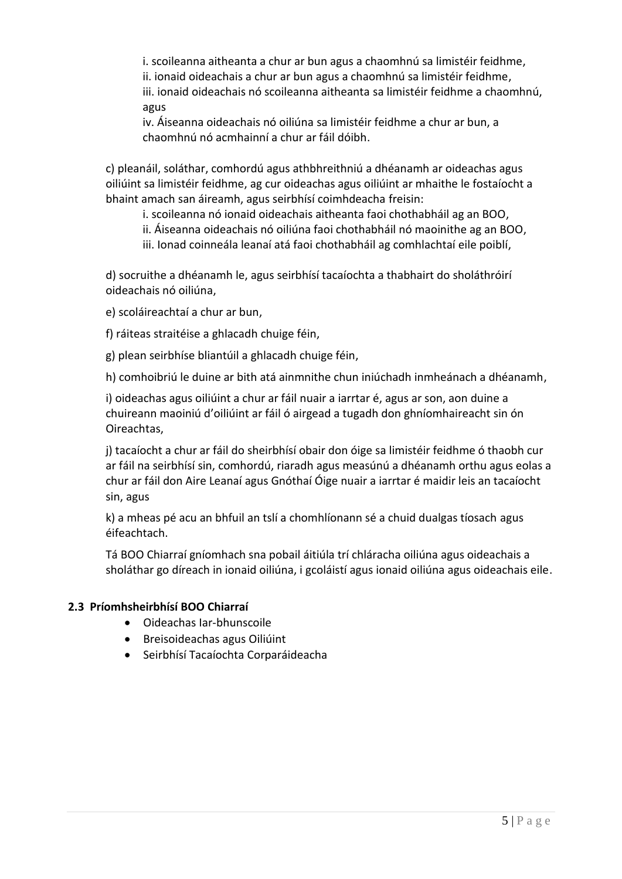i. scoileanna aitheanta a chur ar bun agus a chaomhnú sa limistéir feidhme,  
ii. ionaid oideachais a chur ar bun agus a chaomhnú sa limistéir feidhme,  
iii. ionaid oideachais nó scoileanna aitheanta sa limistéir feidhme a chaomhnú, agus  
iv. Áiseanna oideachais nó oiliúna sa limistéir feidhme a chur ar bun, a chaomhnú nó acmhainní a chur ar fáil dóibh.

c) pleanáil, soláthar, comhordú agus athbhreithniú a dhéanamh ar oideachas agus oiliúint sa limistéir feidhme, ag cur oideachas agus oiliúint ar mhaithe le fostaíocht a bhaint amach san áireamh, agus seirbhísí coimhdeacha freisin:

i. scoileanna nó ionaid oideachais aitheanta faoi chothabháil ag an BOO,  
ii. Áiseanna oideachais nó oiliúna faoi chothabháil nó maoinithe ag an BOO,  
iii. Ionad coinneála leanaí atá faoi chothabháil ag comhlachtaí eile poiblí,

d) socruithe a dhéanamh le, agus seirbhísí tacaíochta a thabhairt do sholáthróirí oideachais nó oiliúna,

e) scoláireachtaí a chur ar bun,

f) ráiteas straitéise a ghlacadh chuige féin,

g) plean seirbhíse bliantúil a ghlacadh chuige féin,

h) comhoibriú le duine ar bith atá ainmnithe chun iniúchadh inmheánach a dhéanamh,

i) oideachas agus oiliúint a chur ar fáil nuair a iarrtar é, agus ar son, aon duine a chuireann maoiniú d'oiliúint ar fáil ó airgead a tugadh don ghníomhaireacht sin ón Oireachtas,

j) tacaíocht a chur ar fáil do sheirbhísí obair don óige sa limistéir feidhme ó thaobh cur ar fáil na seirbhísí sin, comhordú, riaradh agus measúnú a dhéanamh orthu agus eolas a chur ar fáil don Aire Leanaí agus Gnóthaí Óige nuair a iarrtar é maidir leis an tacaíocht sin, agus

k) a mheas pé acu an bhfuil an tslí a chomhlíonann sé a chuid dualgas tíosach agus éifeachtach.

Tá BOO Chiarraí gníomhach sna pobail áitiúla trí chláracha oiliúna agus oideachais a sholáthar go díreach in ionaid oiliúna, i gcoláistí agus ionaid oiliúna agus oideachais eile.

### 2.3 Príomhsheirbhísí BOO Chiarraí

- Oideachas Iar-bhunscoile
- Breisoideachas agus Oiliúint
- Seirbhísí Tacaíochta Corparáideacha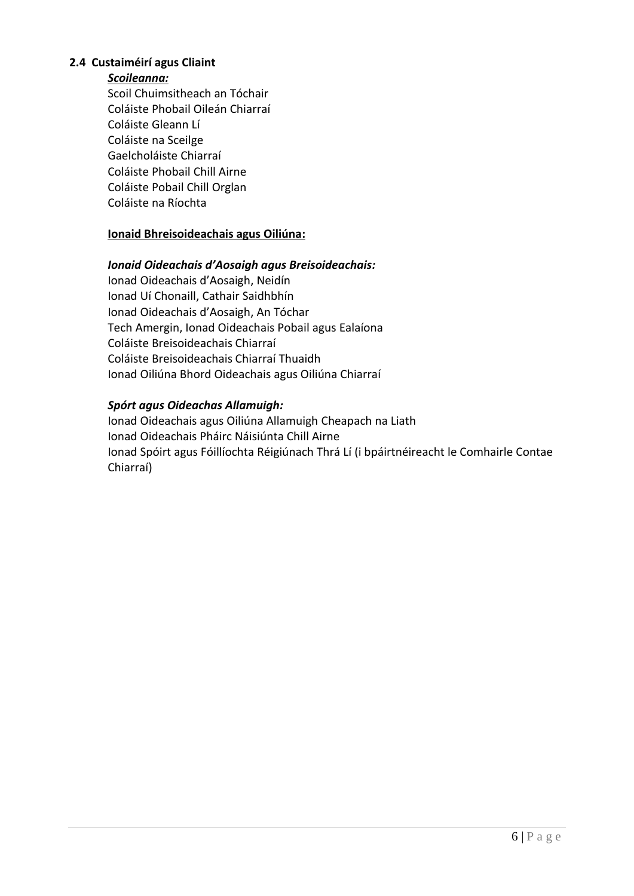### 2.4 Custaiméirí agus Cliaint

***Scoileanna:***

Scoil Chuimsitheach an Tóchair
Coláiste Phobail Oileán Chiarraí
Coláiste Gleann Lí
Coláiste na Sceilge
Gaelcholáiste Chiarraí
Coláiste Phobail Chill Airne
Coláiste Pobail Chill Orglan
Coláiste na Ríochta

**Ionaid Bhreisoideachais agus Oiliúna:**

***Ionaid Oideachais d'Aosaigh agus Breisoideachais:***

Ionad Oideachais d'Aosaigh, Neidín
Ionad Uí Chonaill, Cathair Saidhbhín
Ionad Oideachais d'Aosaigh, An Tóchar
Tech Amergin, Ionad Oideachais Pobail agus Ealaíona
Coláiste Breisoideachais Chiarraí
Coláiste Breisoideachais Chiarraí Thuaidh
Ionad Oiliúna Bhord Oideachais agus Oiliúna Chiarraí

***Spórt agus Oideachas Allamuigh:***

Ionad Oideachais agus Oiliúna Allamuigh Cheapach na Liath
Ionad Oideachais Pháirc Náisiúnta Chill Airne
Ionad Spóirt agus Fóillíochta Réigiúnach Thrá Lí (i bpáirtnéireacht le Comhairle Contae Chiarraí)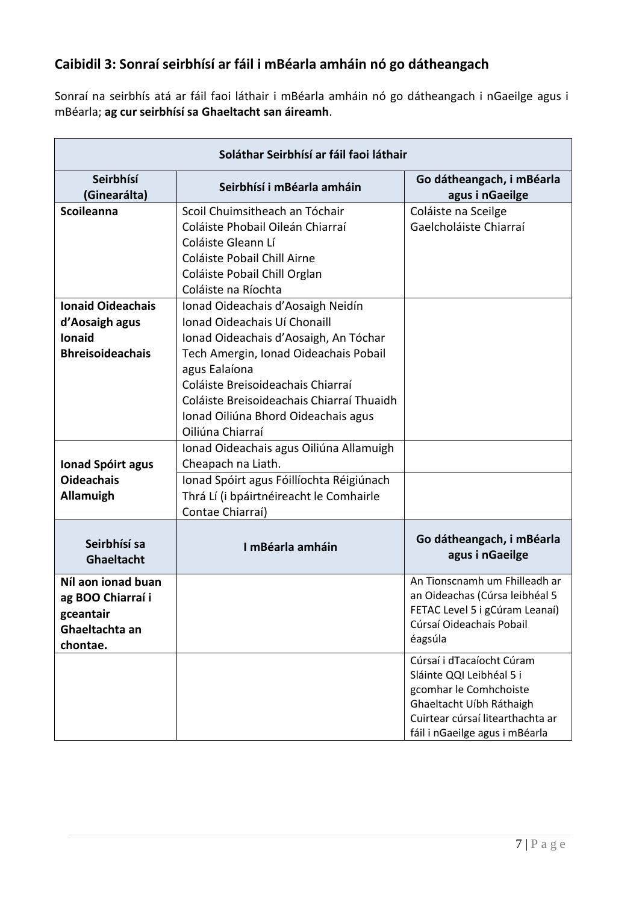## Caibidil 3: Sonraí seirbhísí ar fáil i mBéarla amháin nó go dátheangach

Sonraí na seirbhís atá ar fáil faoi láthair i mBéarla amháin nó go dátheangach i nGaeilge agus i mBéarla; **ag cur seirbhísí sa Ghaeltacht san áireamh**.

| Soláthar Seirbhísí ar fáil faoi láthair | | |
|---|---|---|
| **Seirbhísí (Ginearálta)** | **Seirbhísí i mBéarla amháin** | **Go dátheangach, i mBéarla agus i nGaeilge** |
| **Scoileanna** | Scoil Chuimsitheach an Tóchair<br>Coláiste Phobail Oileán Chiarraí<br>Coláiste Gleann Lí<br>Coláiste Pobail Chill Airne<br>Coláiste Pobail Chill Orglan<br>Coláiste na Ríochta | Coláiste na Sceilge<br>Gaelcholáiste Chiarraí |
| **Ionaid Oideachais d'Aosaigh agus Ionaid Bhreisoideachais** | Ionad Oideachais d'Aosaigh Neidín<br>Ionad Oideachais Uí Chonaill<br>Ionad Oideachais d'Aosaigh, An Tóchar<br>Tech Amergin, Ionad Oideachais Pobail agus Ealaíona<br>Coláiste Breisoideachais Chiarraí<br>Coláiste Breisoideachais Chiarraí Thuaidh<br>Ionad Oiliúna Bhord Oideachais agus Oiliúna Chiarraí | |
| **Ionad Spóirt agus Oideachais Allamuigh** | Ionad Oideachais agus Oiliúna Allamuigh Cheapach na Liath. | |
| | Ionad Spóirt agus Fóillíochta Réigiúnach Thrá Lí (i bpáirtnéireacht le Comhairle Contae Chiarraí) | |
| **Seirbhísí sa Ghaeltacht** | **I mBéarla amháin** | **Go dátheangach, i mBéarla agus i nGaeilge** |
| **Níl aon ionad buan ag BOO Chiarraí i gceantair Ghaeltachta an chontae.** | | An Tionscnamh um Fhilleadh ar an Oideachas (Cúrsa leibhéal 5 FETAC Level 5 i gCúram Leanaí)<br>Cúrsaí Oideachais Pobail éagsúla |
| | | Cúrsaí i dTacaíocht Cúram Sláinte QQI Leibhéal 5 i gcomhar le Comhchoiste Ghaeltacht Uíbh Ráthaigh<br>Cuirtear cúrsaí litearthachta ar fáil i nGaeilge agus i mBéarla |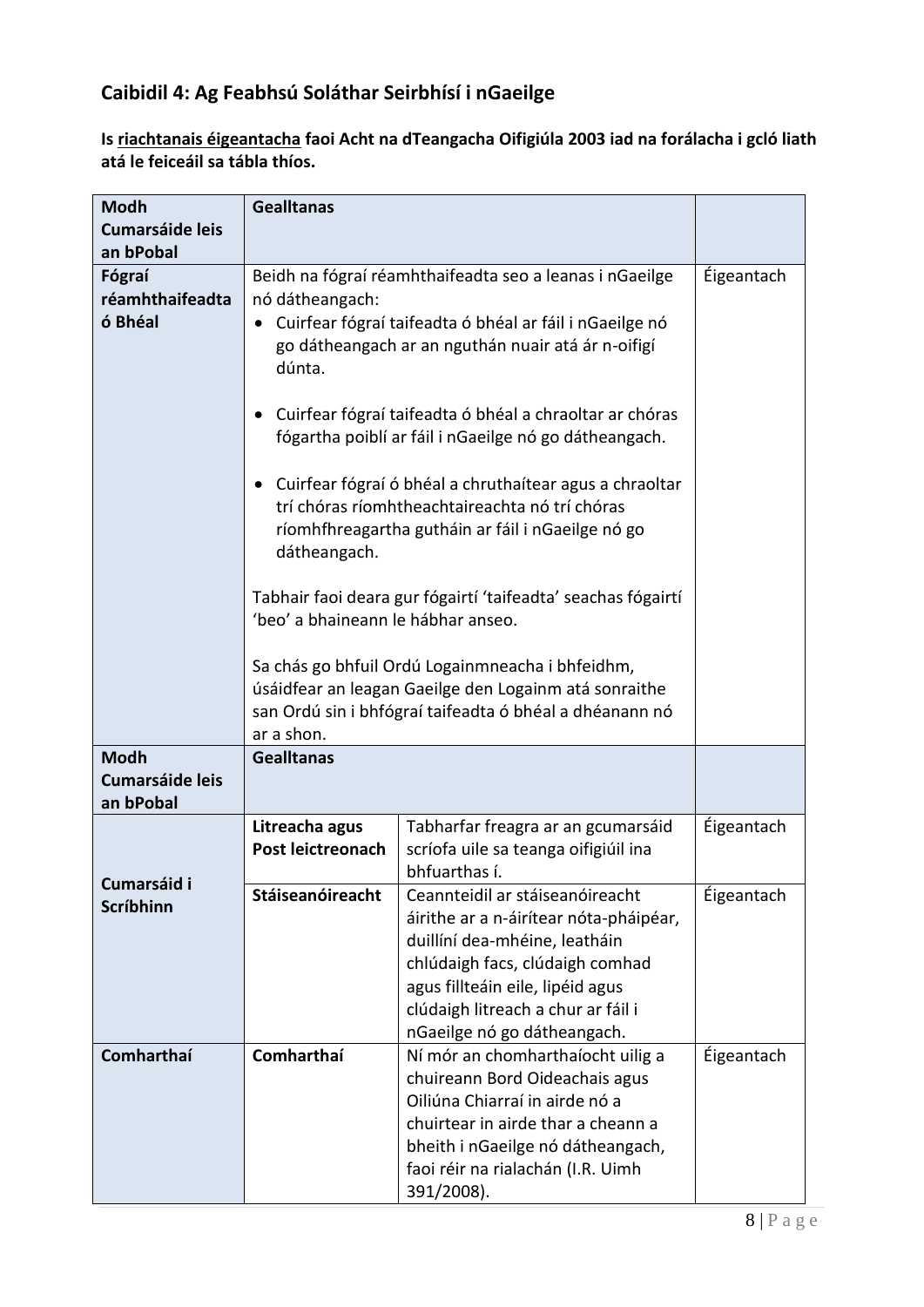## Caibidil 4: Ag Feabhsú Soláthar Seirbhísí i nGaeilge

**Is riachtanais éigeantacha faoi Acht na dTeangacha Oifigiúla 2003 iad na forálacha i gcló liath atá le feiceáil sa tábla thíos.**

| Modh Cumarsáide leis an bPobal | Gealltanas | | |
|---|---|---|---|
| **Fógraí réamhthaifeadta ó Bhéal** | Beidh na fógraí réamhthaifeadta seo a leanas i nGaeilge nó dátheangach:<br>• Cuirfear fógraí taifeadta ó bhéal ar fáil i nGaeilge nó go dátheangach ar an nguthán nuair atá ár n-oifigí dúnta.<br>• Cuirfear fógraí taifeadta ó bhéal a chraoltar ar chóras fógartha poiblí ar fáil i nGaeilge nó go dátheangach.<br>• Cuirfear fógraí ó bhéal a chruthaítear agus a chraoltar trí chóras ríomhtheachtaireachta nó trí chóras ríomhfhreagartha gutháin ar fáil i nGaeilge nó go dátheangach.<br><br>Tabhair faoi deara gur fógairtí 'taifeadta' seachas fógairtí 'beo' a bhaineann le hábhar anseo.<br><br>Sa chás go bhfuil Ordú Logainmneacha i bhfeidhm, úsáidfear an leagan Gaeilge den Logainm atá sonraithe san Ordú sin i bhfógraí taifeadta ó bhéal a dhéanann nó ar a shon. | | Éigeantach |
| **Modh Cumarsáide leis an bPobal** | **Gealltanas** | | |
| **Cumarsáid i Scríbhinn** | **Litreacha agus Post leictreonach** | Tabharfar freagra ar an gcumarsáid scríofa uile sa teanga oifigiúil ina bhfuarthas í. | Éigeantach |
| | **Stáiseanóireacht** | Ceannteidil ar stáiseanóireacht áirithe ar a n-áirítear nóta-pháipéar, duillíní dea-mhéine, leatháin chlúdaigh facs, clúdaigh comhad agus fillteáin eile, lipéid agus clúdaigh litreach a chur ar fáil i nGaeilge nó go dátheangach. | Éigeantach |
| **Comharthaí** | **Comharthaí** | Ní mór an chomharthaíocht uilig a chuireann Bord Oideachais agus Oiliúna Chiarraí in airde nó a chuirtear in airde thar a cheann a bheith i nGaeilge nó dátheangach, faoi réir na rialachán (I.R. Uimh 391/2008). | Éigeantach |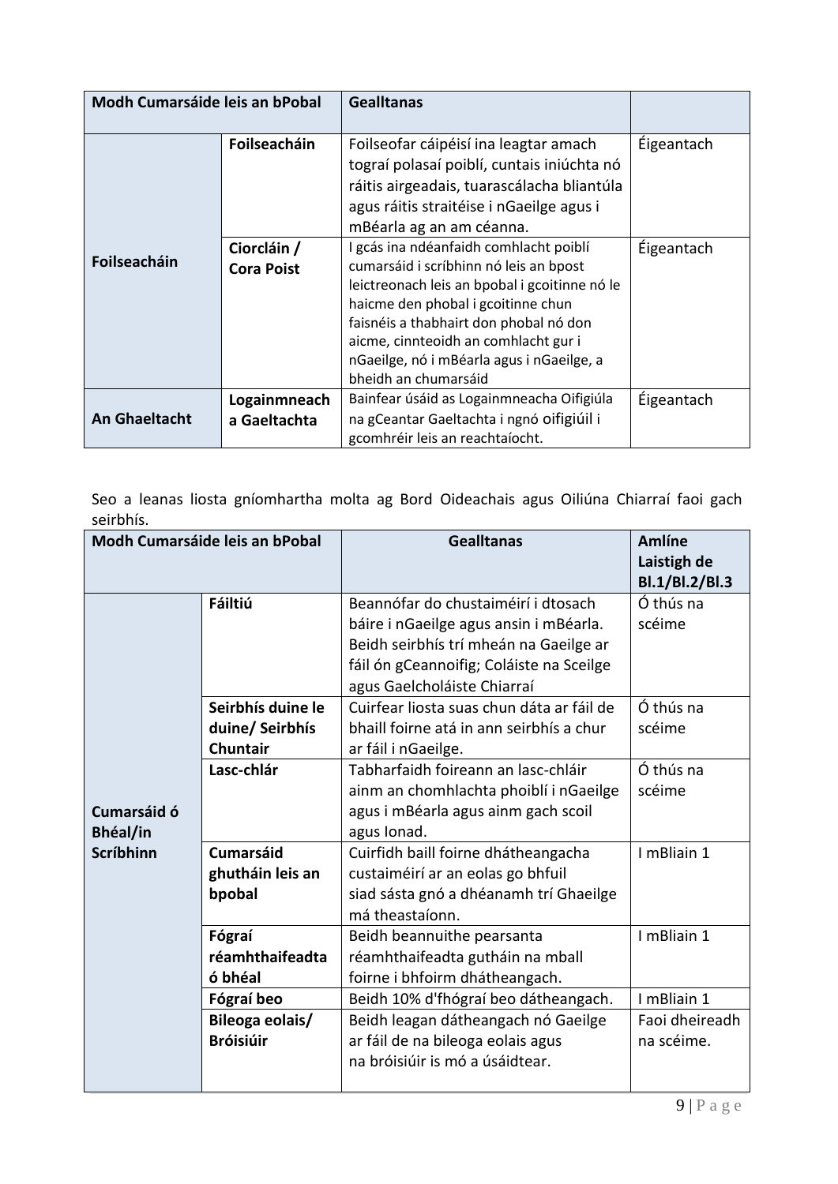| Modh Cumarsáide leis an bPobal | | Gealltanas | |
|---|---|---|---|
| Foilseacháin | **Foilseacháin** | Foilseofar cáipéisí ina leagtar amach tograí polasaí poiblí, cuntais iniúchta nó ráitis airgeadais, tuarascálacha bliantúla agus ráitis straitéise i nGaeilge agus i mBéarla ag an am céanna. | Éigeantach |
| | **Ciorcláin / Cora Poist** | I gcás ina ndéanfaidh comhlacht poiblí cumarsáid i scríbhinn nó leis an bpost leictreonach leis an bpobal i gcoitinne nó le haicme den phobal i gcoitinne chun faisnéis a thabhairt don phobal nó don aicme, cinnteoidh an comhlacht gur i nGaeilge, nó i mBéarla agus i nGaeilge, a bheidh an chumarsáid | Éigeantach |
| An Ghaeltacht | **Logainmneach a Gaeltachta** | Bainfear úsáid as Logainmneacha Oifigiúla na gCeantar Gaeltachta i ngnó oifigiúil i gcomhréir leis an reachtaíocht. | Éigeantach |

Seo a leanas liosta gníomhartha molta ag Bord Oideachais agus Oiliúna Chiarraí faoi gach seirbhís.

| Modh Cumarsáide leis an bPobal | | Gealltanas | Amlíne Laistigh de Bl.1/Bl.2/Bl.3 |
|---|---|---|---|
| Cumarsáid ó Bhéal/in Scríbhinn | **Fáiltiú** | Beannófar do chustaiméirí i dtosach báire i nGaeilge agus ansin i mBéarla. Beidh seirbhís trí mheán na Gaeilge ar fáil ón gCeannoifig; Coláiste na Sceilge agus Gaelcholáiste Chiarraí | Ó thús na scéime |
| | **Seirbhís duine le duine/ Seirbhís Chuntair** | Cuirfear liosta suas chun dáta ar fáil de bhaill foirne atá in ann seirbhís a chur ar fáil i nGaeilge. | Ó thús na scéime |
| | **Lasc-chlár** | Tabharfaidh foireann an lasc-chláir ainm an chomhlachta phoiblí i nGaeilge agus i mBéarla agus ainm gach scoil agus Ionad. | Ó thús na scéime |
| | **Cumarsáid ghutháin leis an bpobal** | Cuirfidh baill foirne dhátheangacha custaiméirí ar an eolas go bhfuil siad sásta gnó a dhéanamh trí Ghaeilge má theastaíonn. | I mBliain 1 |
| | **Fógraí réamhthaifeadta ó bhéal** | Beidh beannuithe pearsanta réamhthaifeadta gutháin na mball foirne i bhfoirm dhátheangach. | I mBliain 1 |
| | **Fógraí beo** | Beidh 10% d'fhógraí beo dátheangach. | I mBliain 1 |
| | **Bileoga eolais/ Bróisiúir** | Beidh leagan dátheangach nó Gaeilge ar fáil de na bileoga eolais agus na bróisiúir is mó a úsáidtear. | Faoi dheireadh na scéime. |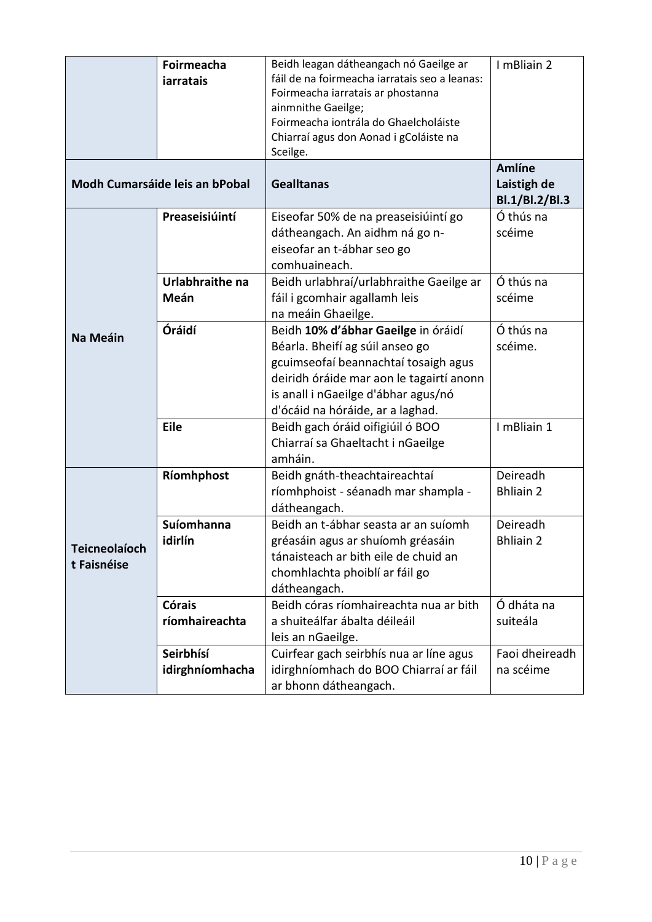| | | | |
|---|---|---|---|
| | **Foirmeacha iarratais** | Beidh leagan dátheangach nó Gaeilge ar fáil de na foirmeacha iarratais seo a leanas: Foirmeacha iarratais ar phostanna ainmnithe Gaeilge; Foirmeacha iontrála do Ghaelcholáiste Chiarraí agus don Aonad i gColáiste na Sceilge. | I mBliain 2 |
| **Modh Cumarsáide leis an bPobal** | | **Gealltanas** | **Amlíne Laistigh de Bl.1/Bl.2/Bl.3** |
| **Na Meáin** | **Preaseisiúintí** | Eiseofar 50% de na preaseisiúintí go dátheangach. An aidhm ná go n-eiseofar an t-ábhar seo go comhuaineach. | Ó thús na scéime |
| | **Urlabhraithe na Meán** | Beidh urlabhraí/urlabhraithe Gaeilge ar fáil i gcomhair agallamh leis na meáin Ghaeilge. | Ó thús na scéime |
| | **Óráidí** | Beidh **10% d'ábhar Gaeilge** in óráidí Béarla. Bheifí ag súil anseo go gcuimseofaí beannachtaí tosaigh agus deiridh óráide mar aon le tagairtí anonn is anall i nGaeilge d'ábhar agus/nó d'ócáid na hóráide, ar a laghad. | Ó thús na scéime. |
| | **Eile** | Beidh gach óráid oifigiúil ó BOO Chiarraí sa Ghaeltacht i nGaeilge amháin. | I mBliain 1 |
| **Teicneolaíocht Faisnéise** | **Ríomhphost** | Beidh gnáth-theachtaireachtaí ríomhphoist - séanadh mar shampla - dátheangach. | Deireadh Bhliain 2 |
| | **Suíomhanna idirlín** | Beidh an t-ábhar seasta ar an suíomh gréasáin agus ar shuíomh gréasáin tánaisteach ar bith eile de chuid an chomhlachta phoiblí ar fáil go dátheangach. | Deireadh Bhliain 2 |
| | **Córais ríomhaireachta** | Beidh córas ríomhaireachta nua ar bith a shuiteálfar ábalta déileáil leis an nGaeilge. | Ó dháta na suiteála |
| | **Seirbhísí idirghníomhacha** | Cuirfear gach seirbhís nua ar líne agus idirghníomhach do BOO Chiarraí ar fáil ar bhonn dátheangach. | Faoi dheireadh na scéime |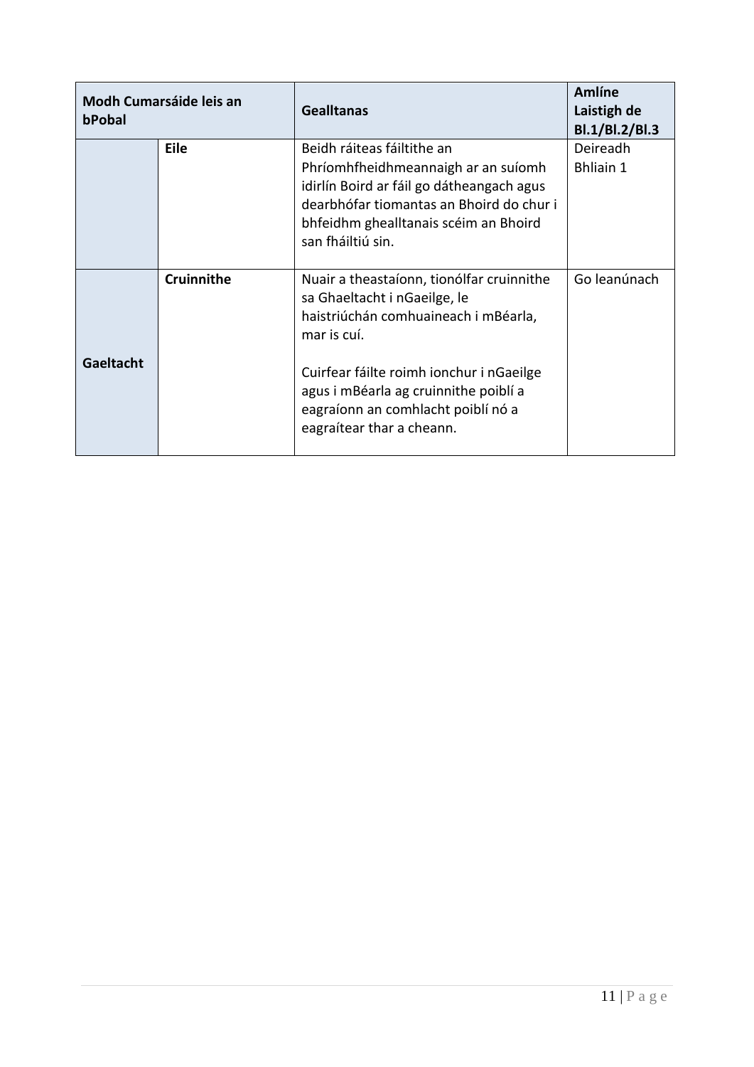| Modh Cumarsáide leis an bPobal | | Gealltanas | Amlíne Laistigh de Bl.1/Bl.2/Bl.3 |
|---|---|---|---|
| | **Eile** | Beidh ráiteas fáiltithe an Phríomhfheidhmeannaigh ar an suíomh idirlín Boird ar fáil go dátheangach agus dearbhófar tiomantas an Bhoird do chur i bhfeidhm ghealltanais scéim an Bhoird san fháiltiú sin. | Deireadh Bhliain 1 |
| **Gaeltacht** | **Cruinnithe** | Nuair a theastaíonn, tionólfar cruinnithe sa Ghaeltacht i nGaeilge, le haistriúchán comhuaineach i mBéarla, mar is cuí.<br><br>Cuirfear fáilte roimh ionchur i nGaeilge agus i mBéarla ag cruinnithe poiblí a eagraíonn an comhlacht poiblí nó a eagraítear thar a cheann. | Go leanúnach |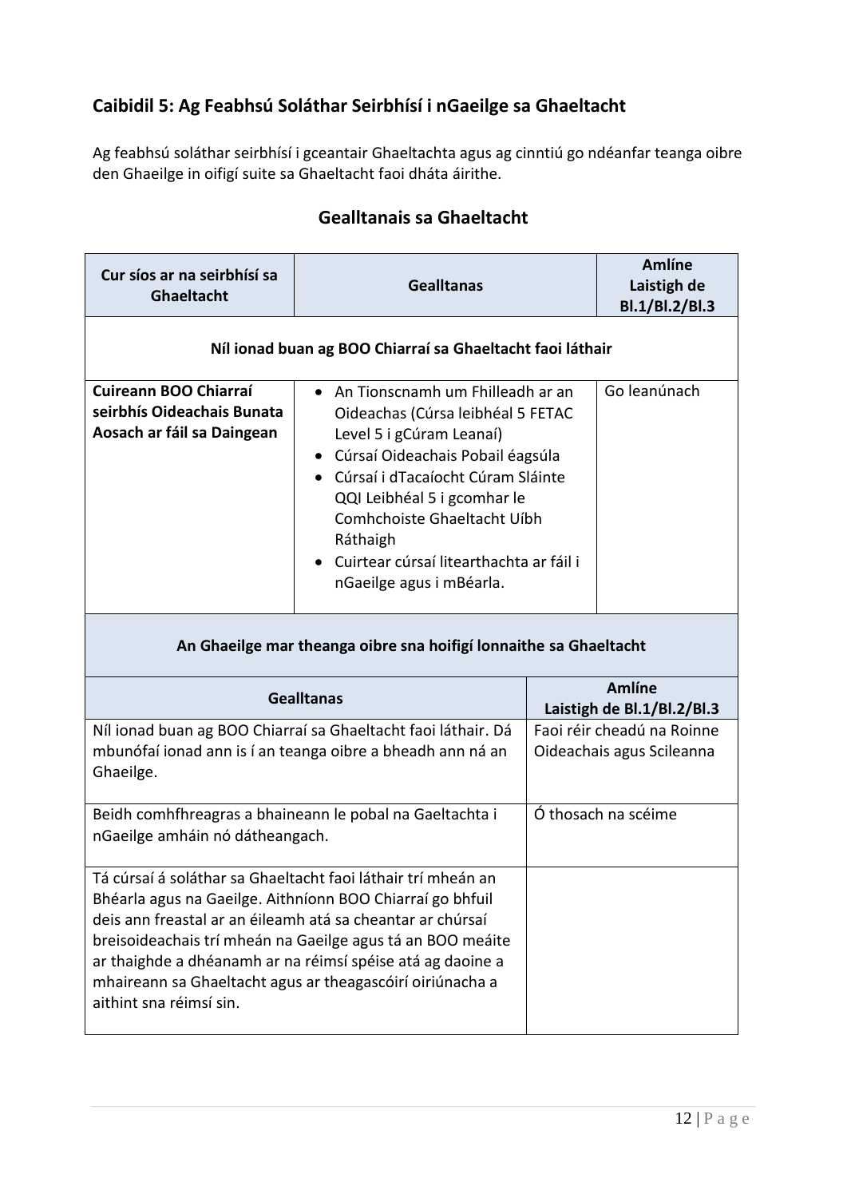## Caibidil 5: Ag Feabhsú Soláthar Seirbhísí i nGaeilge sa Ghaeltacht

Ag feabhsú soláthar seirbhísí i gceantair Ghaeltachta agus ag cinntiú go ndéanfar teanga oibre den Ghaeilge in oifigí suite sa Ghaeltacht faoi dháta áirithe.

### Gealltanais sa Ghaeltacht

| Cur síos ar na seirbhísí sa Ghaeltacht | Gealltanas | Amlíne Laistigh de Bl.1/Bl.2/Bl.3 |
|---|---|---|
| **Níl ionad buan ag BOO Chiarraí sa Ghaeltacht faoi láthair** | | |
| **Cuireann BOO Chiarraí seirbhís Oideachais Bunata Aosach ar fáil sa Daingean** | • An Tionscnamh um Fhilleadh ar an Oideachas (Cúrsa leibhéal 5 FETAC Level 5 i gCúram Leanaí)<br>• Cúrsaí Oideachais Pobail éagsúla<br>• Cúrsaí i dTacaíocht Cúram Sláinte QQI Leibhéal 5 i gcomhar le Comhchoiste Ghaeltacht Uíbh Ráthaigh<br>• Cuirtear cúrsaí litearthachta ar fáil i nGaeilge agus i mBéarla. | Go leanúnach |

**An Ghaeilge mar theanga oibre sna hoifigí lonnaithe sa Ghaeltacht**

| Gealltanas | Amlíne Laistigh de Bl.1/Bl.2/Bl.3 |
|---|---|
| Níl ionad buan ag BOO Chiarraí sa Ghaeltacht faoi láthair. Dá mbunófaí ionad ann is í an teanga oibre a bheadh ann ná an Ghaeilge. | Faoi réir cheadú na Roinne Oideachais agus Scileanna |
| Beidh comhfhreagras a bhaineann le pobal na Gaeltachta i nGaeilge amháin nó dátheangach. | Ó thosach na scéime |
| Tá cúrsaí á soláthar sa Ghaeltacht faoi láthair trí mheán an Bhéarla agus na Gaeilge. Aithníonn BOO Chiarraí go bhfuil deis ann freastal ar an éileamh atá sa cheantar ar chúrsaí breisoideachais trí mheán na Gaeilge agus tá an BOO meáite ar thaighde a dhéanamh ar na réimsí spéise atá ag daoine a mhaireann sa Ghaeltacht agus ar theagascóirí oiriúnacha a aithint sna réimsí sin. | |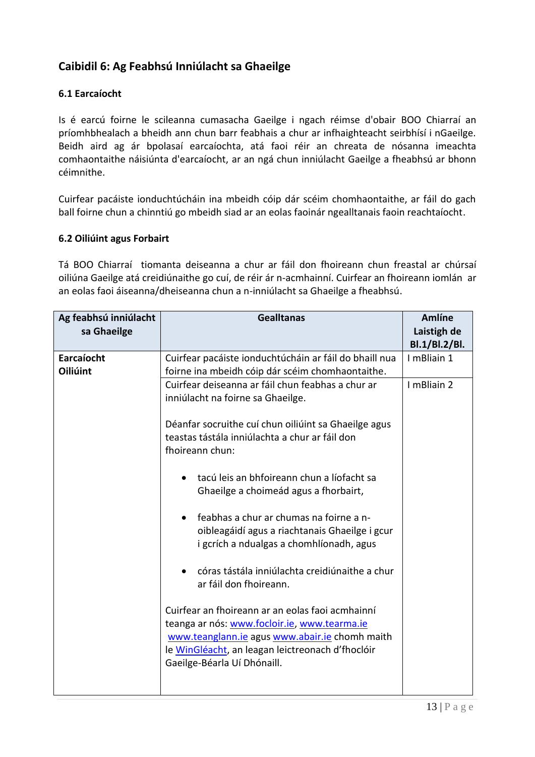## Caibidil 6: Ag Feabhsú Inniúlacht sa Ghaeilge

### 6.1 Earcaíocht

Is é earcú foirne le scileanna cumasacha Gaeilge i ngach réimse d'obair BOO Chiarraí an príomhbhealach a bheidh ann chun barr feabhais a chur ar infhaighteacht seirbhísí i nGaeilge. Beidh aird ag ár bpolasaí earcaíochta, atá faoi réir an chreata de nósanna imeachta comhaontaithe náisiúnta d'earcaíocht, ar an ngá chun inniúlacht Gaeilge a fheabhsú ar bhonn céimnithe.

Cuirfear pacáiste ionduchtúcháin ina mbeidh cóip dár scéim chomhaontaithe, ar fáil do gach ball foirne chun a chinntiú go mbeidh siad ar an eolas faoinár ngealltanais faoin reachtaíocht.

### 6.2 Oiliúint agus Forbairt

Tá BOO Chiarraí tiomanta deiseanna a chur ar fáil don fhoireann chun freastal ar chúrsaí oiliúna Gaeilge atá creidiúnaithe go cuí, de réir ár n-acmhainní. Cuirfear an fhoireann iomlán ar an eolas faoi áiseanna/dheiseanna chun a n-inniúlacht sa Ghaeilge a fheabhsú.

| Ag feabhsú inniúlacht sa Ghaeilge | Gealltanas | Amlíne Laistigh de Bl.1/Bl.2/Bl. |
|---|---|---|
| **Earcaíocht** **Oiliúint** | Cuirfear pacáiste ionduchtúcháin ar fáil do bhaill nua foirne ina mbeidh cóip dár scéim chomhaontaithe. | I mBliain 1 |
| | Cuirfear deiseanna ar fáil chun feabhas a chur ar inniúlacht na foirne sa Ghaeilge.<br><br>Déanfar socruithe cuí chun oiliúint sa Ghaeilge agus teastas tástála inniúlachta a chur ar fáil don fhoireann chun:<br><br>• tacú leis an bhfoireann chun a líofacht sa Ghaeilge a choimeád agus a fhorbairt,<br>• feabhas a chur ar chumas na foirne a n-oibleagáidí agus a riachtanais Ghaeilge i gcur i gcrích a ndualgas a chomhlíonadh, agus<br>• córas tástála inniúlachta creidiúnaithe a chur ar fáil don fhoireann.<br><br>Cuirfear an fhoireann ar an eolas faoi acmhainní teanga ar nós: www.focloir.ie, www.tearma.ie www.teanglann.ie agus www.abair.ie chomh maith le WinGléacht, an leagan leictreonach d'fhoclóir Gaeilge-Béarla Uí Dhónaill. | I mBliain 2 |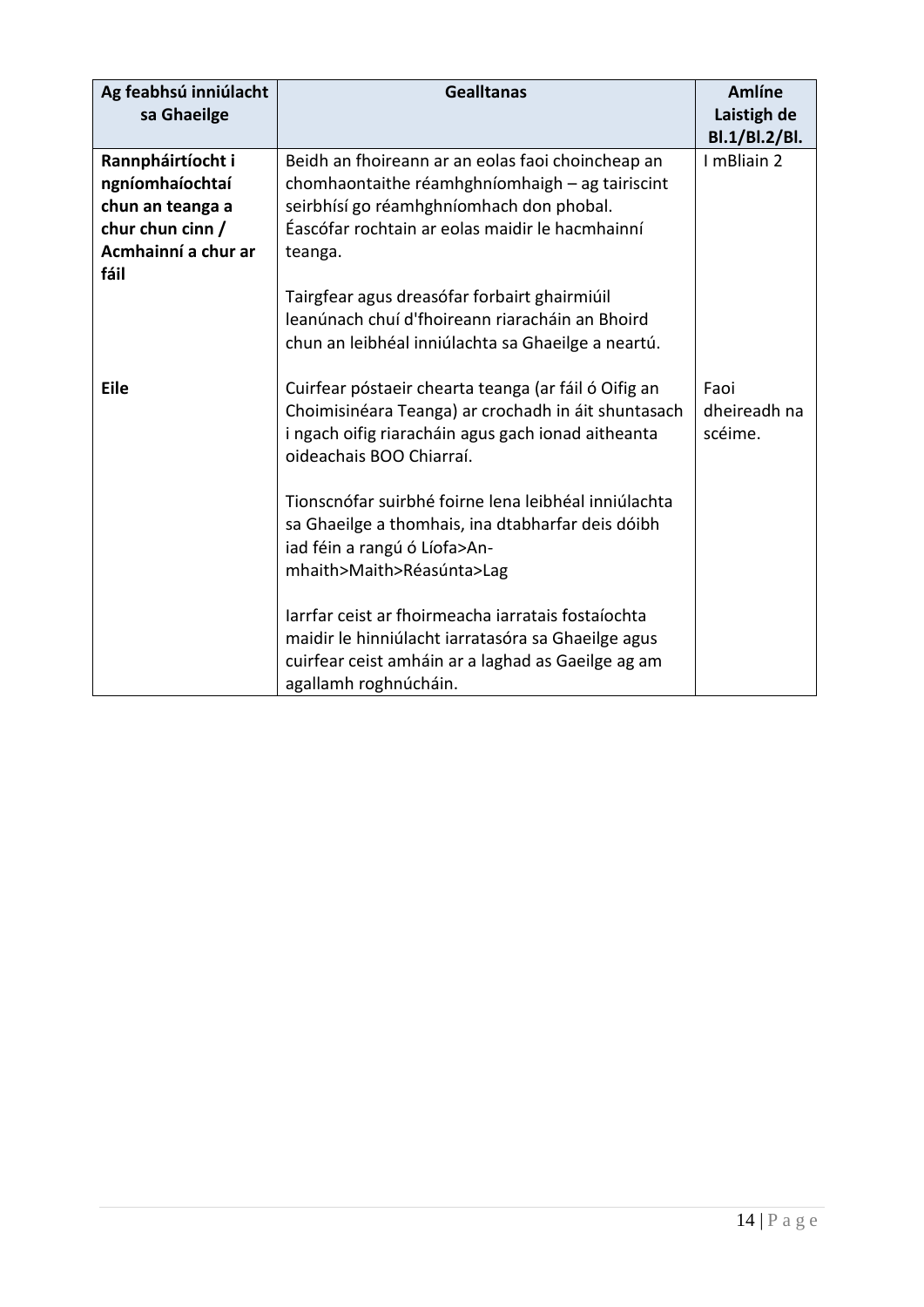| Ag feabhsú inniúlacht sa Ghaeilge | Gealltanas | Amlíne Laistigh de Bl.1/Bl.2/Bl. |
|---|---|---|
| **Rannpháirtíocht i ngníomhaíochtaí chun an teanga a chur chun cinn / Acmhainní a chur ar fáil** | Beidh an fhoireann ar an eolas faoi choincheap an chomhaontaithe réamhghníomhaigh – ag tairiscint seirbhísí go réamhghníomhach don phobal. Éascófar rochtain ar eolas maidir le hacmhainní teanga.<br><br>Tairgfear agus dreasófar forbairt ghairmiúil leanúnach chuí d'fhoireann riaracháin an Bhoird chun an leibhéal inniúlachta sa Ghaeilge a neartú. | I mBliain 2 |
| **Eile** | Cuirfear póstaeir chearta teanga (ar fáil ó Oifig an Choimisinéara Teanga) ar crochadh in áit shuntasach i ngach oifig riaracháin agus gach ionad aitheanta oideachais BOO Chiarraí.<br><br>Tionscnófar suirbhé foirne lena leibhéal inniúlachta sa Ghaeilge a thomhais, ina dtabharfar deis dóibh iad féin a rangú ó Líofa>An-mhaith>Maith>Réasúnta>Lag<br><br>Iarrfar ceist ar fhoirmeacha iarratais fostaíochta maidir le hinniúlacht iarratasóra sa Ghaeilge agus cuirfear ceist amháin ar a laghad as Gaeilge ag am agallamh roghnúcháin. | Faoi dheireadh na scéime. |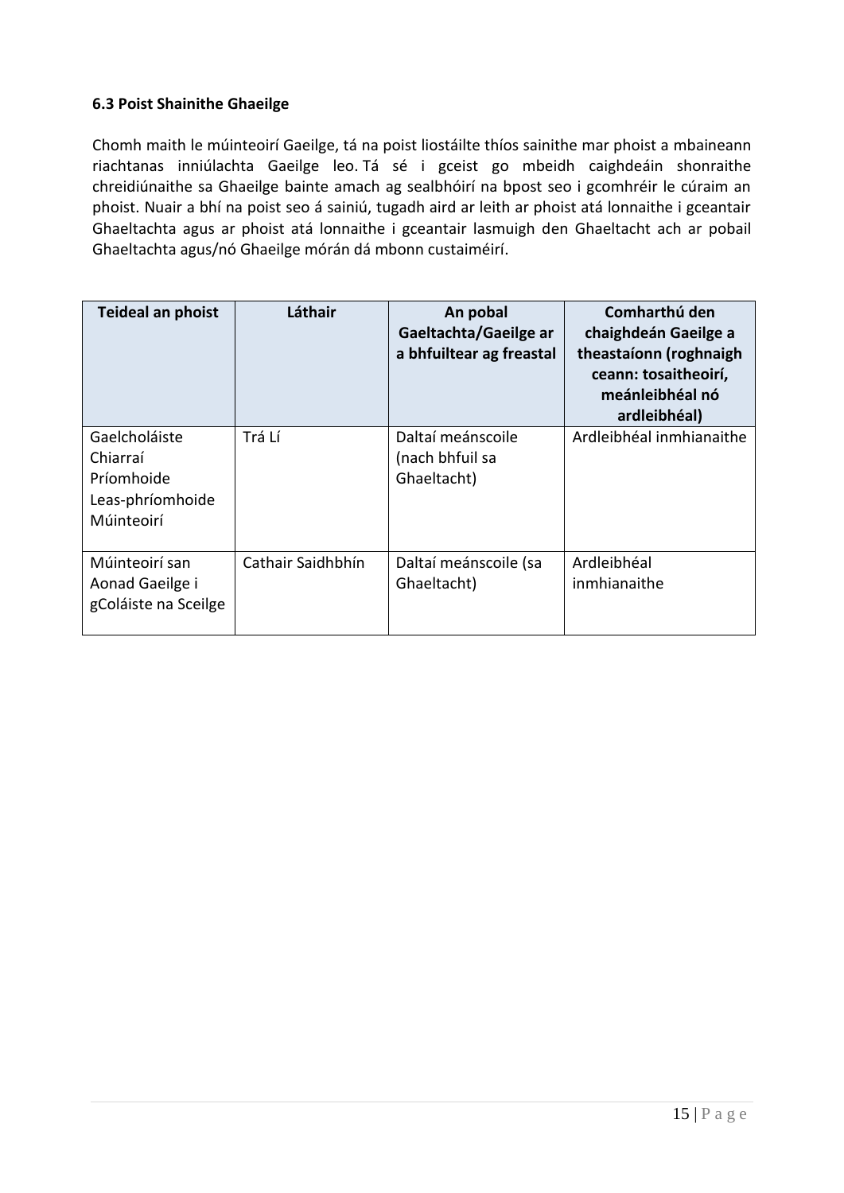**6.3 Poist Shainithe Ghaeilge**

Chomh maith le múinteoirí Gaeilge, tá na poist liostáilte thíos sainithe mar phoist a mbaineann riachtanas inniúlachta Gaeilge leo. Tá sé i gceist go mbeidh caighdeáin shonraithe chreidiúnaithe sa Ghaeilge bainte amach ag sealbhóirí na bpost seo i gcomhréir le cúraim an phoist. Nuair a bhí na poist seo á sainiú, tugadh aird ar leith ar phoist atá lonnaithe i gceantair Ghaeltachta agus ar phoist atá lonnaithe i gceantair lasmuigh den Ghaeltacht ach ar pobail Ghaeltachta agus/nó Ghaeilge mórán dá mbonn custaiméirí.

| Teideal an phoist | Láthair | An pobal Gaeltachta/Gaeilge ar a bhfuiltear ag freastal | Comharthú den chaighdeán Gaeilge a theastaíonn (roghnaigh ceann: tosaitheoirí, meánleibhéal nó ardleibhéal) |
|---|---|---|---|
| Gaelcholáiste Chiarraí Príomhoide Leas-phríomhoide Múinteoirí | Trá Lí | Daltaí meánscoile (nach bhfuil sa Ghaeltacht) | Ardleibhéal inmhianaithe |
| Múinteoirí san Aonad Gaeilge i gColáiste na Sceilge | Cathair Saidhbhín | Daltaí meánscoile (sa Ghaeltacht) | Ardleibhéal inmhianaithe |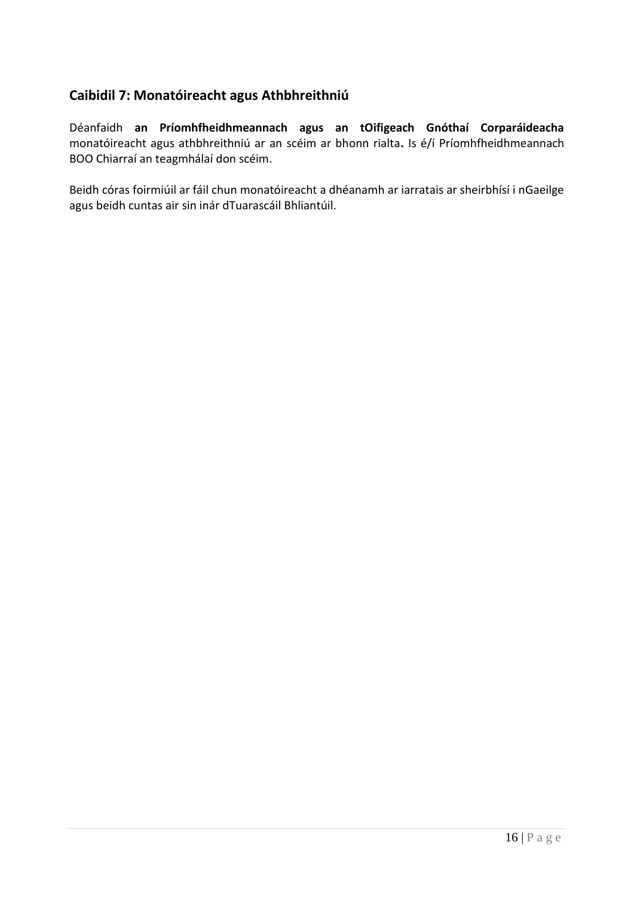## Caibidil 7: Monatóireacht agus Athbhreithniú

Déanfaidh **an Príomhfheidhmeannach agus an tOifigeach Gnóthaí Corparáideacha** monatóireacht agus athbhreithniú ar an scéim ar bhonn rialta**.** Is é/í Príomhfheidhmeannach BOO Chiarraí an teagmhálaí don scéim.

Beidh córas foirmiúil ar fáil chun monatóireacht a dhéanamh ar iarratais ar sheirbhísí i nGaeilge agus beidh cuntas air sin inár dTuarascáil Bhliantúil.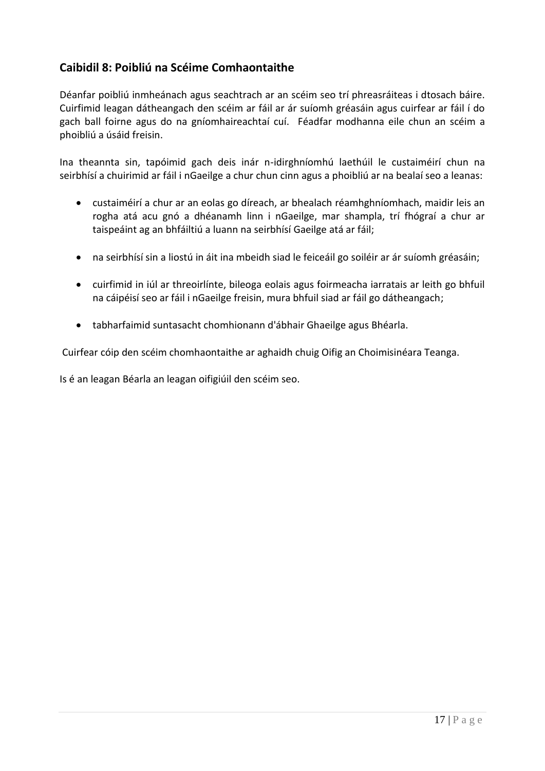## Caibidil 8: Poibliú na Scéime Comhaontaithe

Déanfar poibliú inmheánach agus seachtrach ar an scéim seo trí phreasráiteas i dtosach báire. Cuirfimid leagan dátheangach den scéim ar fáil ar ár suíomh gréasáin agus cuirfear ar fáil í do gach ball foirne agus do na gníomhaireachtaí cuí. Féadfar modhanna eile chun an scéim a phoibliú a úsáid freisin.

Ina theannta sin, tapóimid gach deis inár n-idirghníomhú laethúil le custaiméirí chun na seirbhísí a chuirimid ar fáil i nGaeilge a chur chun cinn agus a phoibliú ar na bealaí seo a leanas:

- custaiméirí a chur ar an eolas go díreach, ar bhealach réamhghníomhach, maidir leis an rogha atá acu gnó a dhéanamh linn i nGaeilge, mar shampla, trí fhógraí a chur ar taispeáint ag an bhfáiltiú a luann na seirbhísí Gaeilge atá ar fáil;

- na seirbhísí sin a liostú in áit ina mbeidh siad le feiceáil go soiléir ar ár suíomh gréasáin;

- cuirfimid in iúl ar threoirlínte, bileoga eolais agus foirmeacha iarratais ar leith go bhfuil na cáipéisí seo ar fáil i nGaeilge freisin, mura bhfuil siad ar fáil go dátheangach;

- tabharfaimid suntasacht chomhionann d'ábhair Ghaeilge agus Bhéarla.

Cuirfear cóip den scéim chomhaontaithe ar aghaidh chuig Oifig an Choimisinéara Teanga.

Is é an leagan Béarla an leagan oifigiúil den scéim seo.